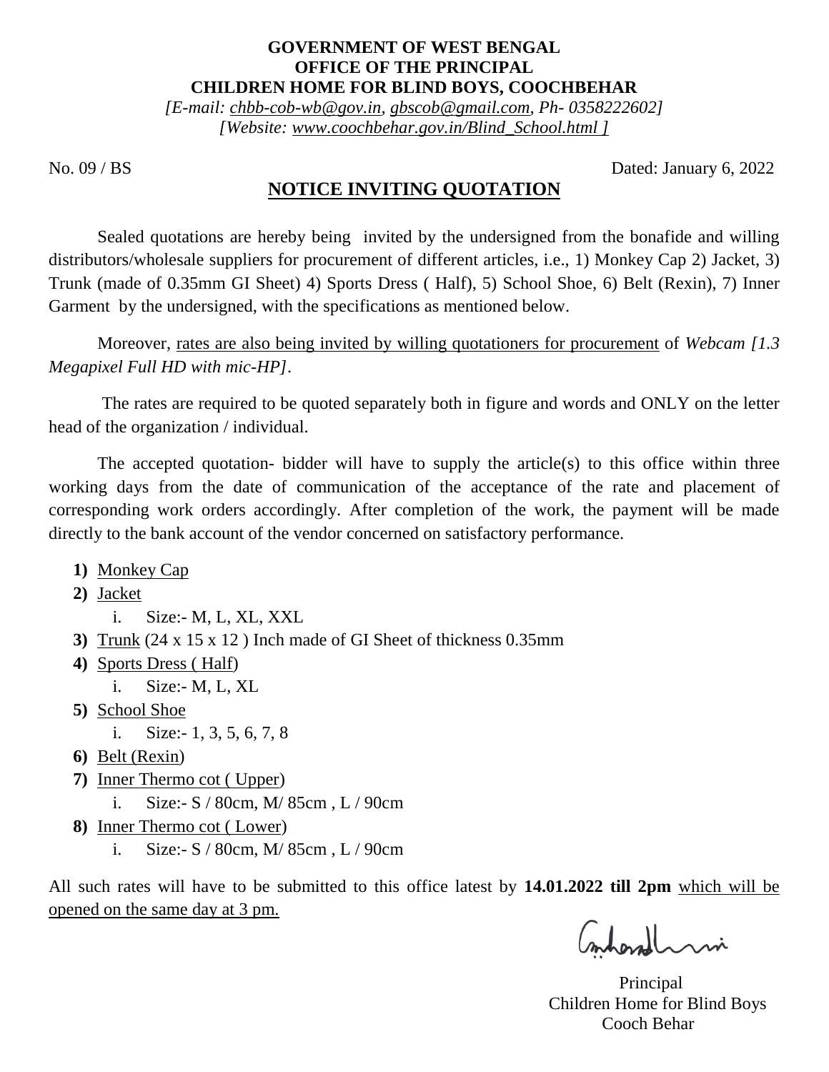**GOVERNMENT OF WEST BENGAL**
**OFFICE OF THE PRINCIPAL**
**CHILDREN HOME FOR BLIND BOYS, COOCHBEHAR**
*[E-mail: chbb-cob-wb@gov.in, gbscob@gmail.com, Ph- 0358222602]*
*[Website: www.coochbehar.gov.in/Blind_School.html ]*

No. 09 / BS Dated: January 6, 2022

## NOTICE INVITING QUOTATION

Sealed quotations are hereby being invited by the undersigned from the bonafide and willing distributors/wholesale suppliers for procurement of different articles, i.e., 1) Monkey Cap 2) Jacket, 3) Trunk (made of 0.35mm GI Sheet) 4) Sports Dress ( Half), 5) School Shoe, 6) Belt (Rexin), 7) Inner Garment by the undersigned, with the specifications as mentioned below.

Moreover, rates are also being invited by willing quotationers for procurement of *Webcam [1.3 Megapixel Full HD with mic-HP]*.

The rates are required to be quoted separately both in figure and words and ONLY on the letter head of the organization / individual.

The accepted quotation- bidder will have to supply the article(s) to this office within three working days from the date of communication of the acceptance of the rate and placement of corresponding work orders accordingly. After completion of the work, the payment will be made directly to the bank account of the vendor concerned on satisfactory performance.

1) Monkey Cap
2) Jacket
   i. Size:- M, L, XL, XXL
3) Trunk (24 x 15 x 12 ) Inch made of GI Sheet of thickness 0.35mm
4) Sports Dress ( Half)
   i. Size:- M, L, XL
5) School Shoe
   i. Size:- 1, 3, 5, 6, 7, 8
6) Belt (Rexin)
7) Inner Thermo cot ( Upper)
   i. Size:- S / 80cm, M/ 85cm , L / 90cm
8) Inner Thermo cot ( Lower)
   i. Size:- S / 80cm, M/ 85cm , L / 90cm

All such rates will have to be submitted to this office latest by **14.01.2022 till 2pm** which will be opened on the same day at 3 pm.

Principal
Children Home for Blind Boys
Cooch Behar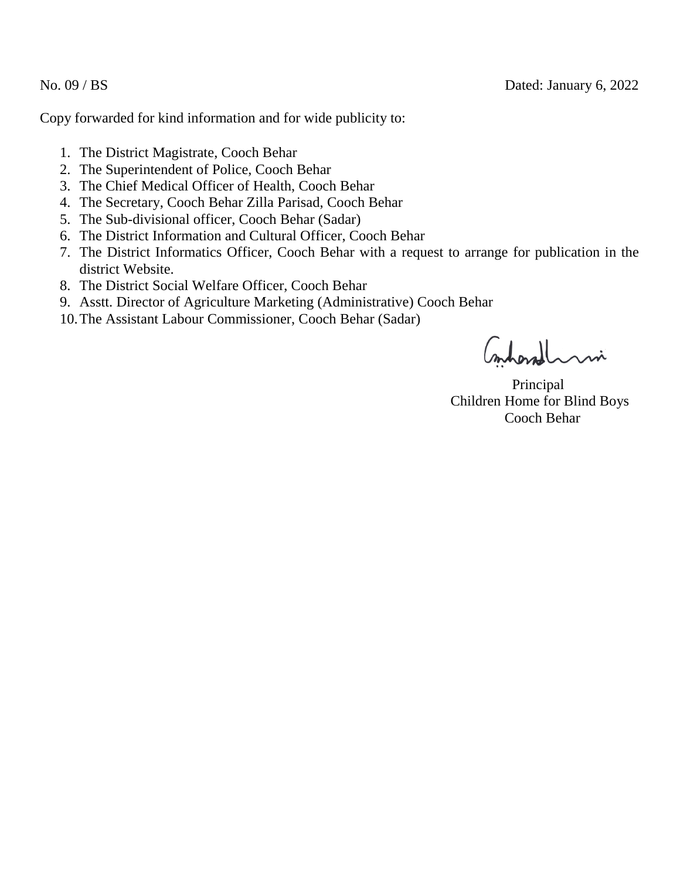No. 09 / BS Dated: January 6, 2022

Copy forwarded for kind information and for wide publicity to:

1. The District Magistrate, Cooch Behar
2. The Superintendent of Police, Cooch Behar
3. The Chief Medical Officer of Health, Cooch Behar
4. The Secretary, Cooch Behar Zilla Parisad, Cooch Behar
5. The Sub-divisional officer, Cooch Behar (Sadar)
6. The District Information and Cultural Officer, Cooch Behar
7. The District Informatics Officer, Cooch Behar with a request to arrange for publication in the district Website.
8. The District Social Welfare Officer, Cooch Behar
9. Asstt. Director of Agriculture Marketing (Administrative) Cooch Behar
10. The Assistant Labour Commissioner, Cooch Behar (Sadar)

Principal
Children Home for Blind Boys
Cooch Behar